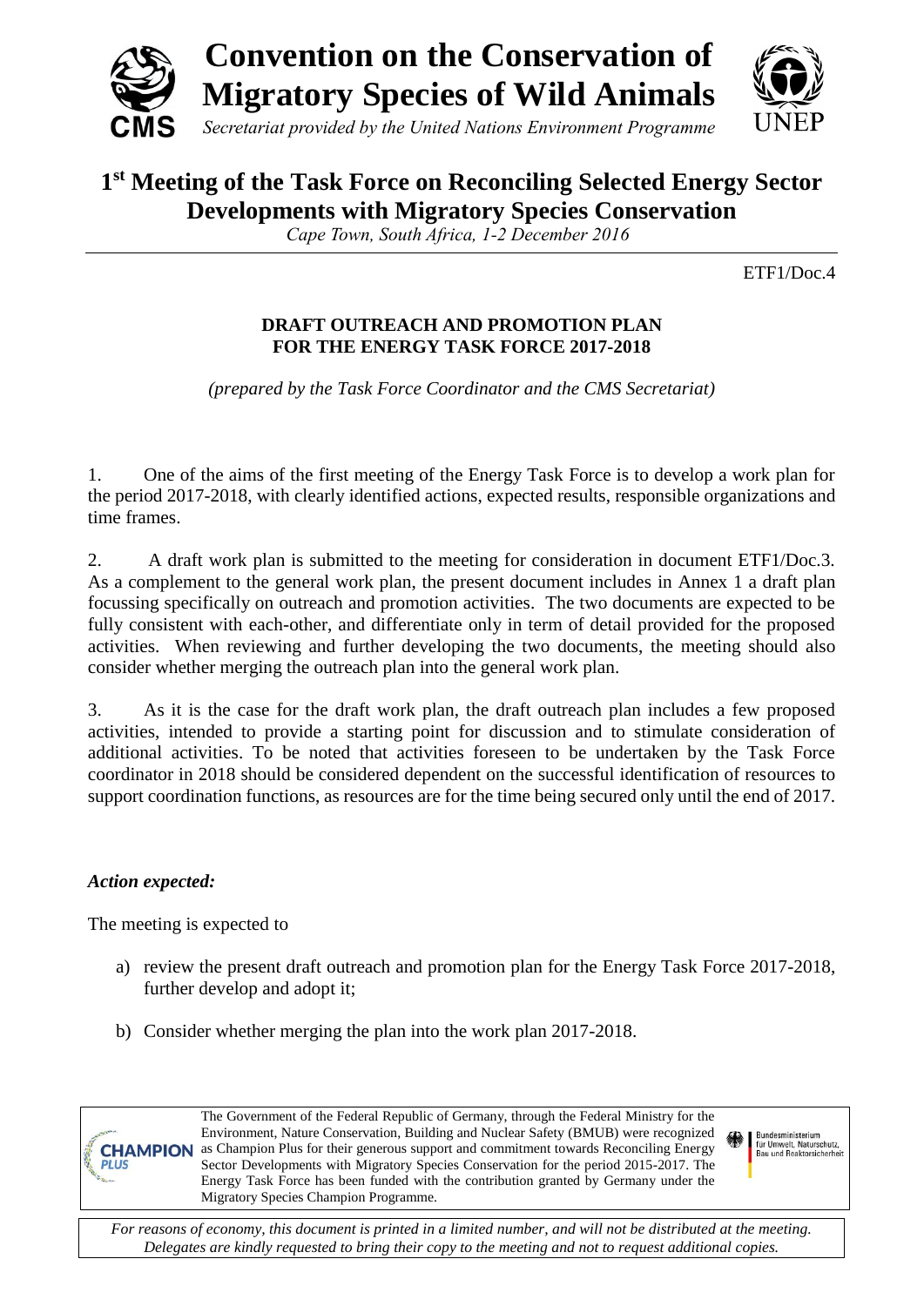# Convention on the Conservation of Migratory Species of Wild Animals

*Secretariat provided by the United Nations Environment Programme*

## 1st Meeting of the Task Force on Reconciling Selected Energy Sector Developments with Migratory Species Conservation

*Cape Town, South Africa, 1-2 December 2016*

ETF1/Doc.4

### DRAFT OUTREACH AND PROMOTION PLAN FOR THE ENERGY TASK FORCE 2017-2018

*(prepared by the Task Force Coordinator and the CMS Secretariat)*

1. One of the aims of the first meeting of the Energy Task Force is to develop a work plan for the period 2017-2018, with clearly identified actions, expected results, responsible organizations and time frames.

2. A draft work plan is submitted to the meeting for consideration in document ETF1/Doc.3. As a complement to the general work plan, the present document includes in Annex 1 a draft plan focussing specifically on outreach and promotion activities. The two documents are expected to be fully consistent with each-other, and differentiate only in term of detail provided for the proposed activities. When reviewing and further developing the two documents, the meeting should also consider whether merging the outreach plan into the general work plan.

3. As it is the case for the draft work plan, the draft outreach plan includes a few proposed activities, intended to provide a starting point for discussion and to stimulate consideration of additional activities. To be noted that activities foreseen to be undertaken by the Task Force coordinator in 2018 should be considered dependent on the successful identification of resources to support coordination functions, as resources are for the time being secured only until the end of 2017.

***Action expected:***

The meeting is expected to

a) review the present draft outreach and promotion plan for the Energy Task Force 2017-2018, further develop and adopt it;

b) Consider whether merging the plan into the work plan 2017-2018.

The Government of the Federal Republic of Germany, through the Federal Ministry for the Environment, Nature Conservation, Building and Nuclear Safety (BMUB) were recognized as Champion Plus for their generous support and commitment towards Reconciling Energy Sector Developments with Migratory Species Conservation for the period 2015-2017. The Energy Task Force has been funded with the contribution granted by Germany under the Migratory Species Champion Programme.

*For reasons of economy, this document is printed in a limited number, and will not be distributed at the meeting. Delegates are kindly requested to bring their copy to the meeting and not to request additional copies.*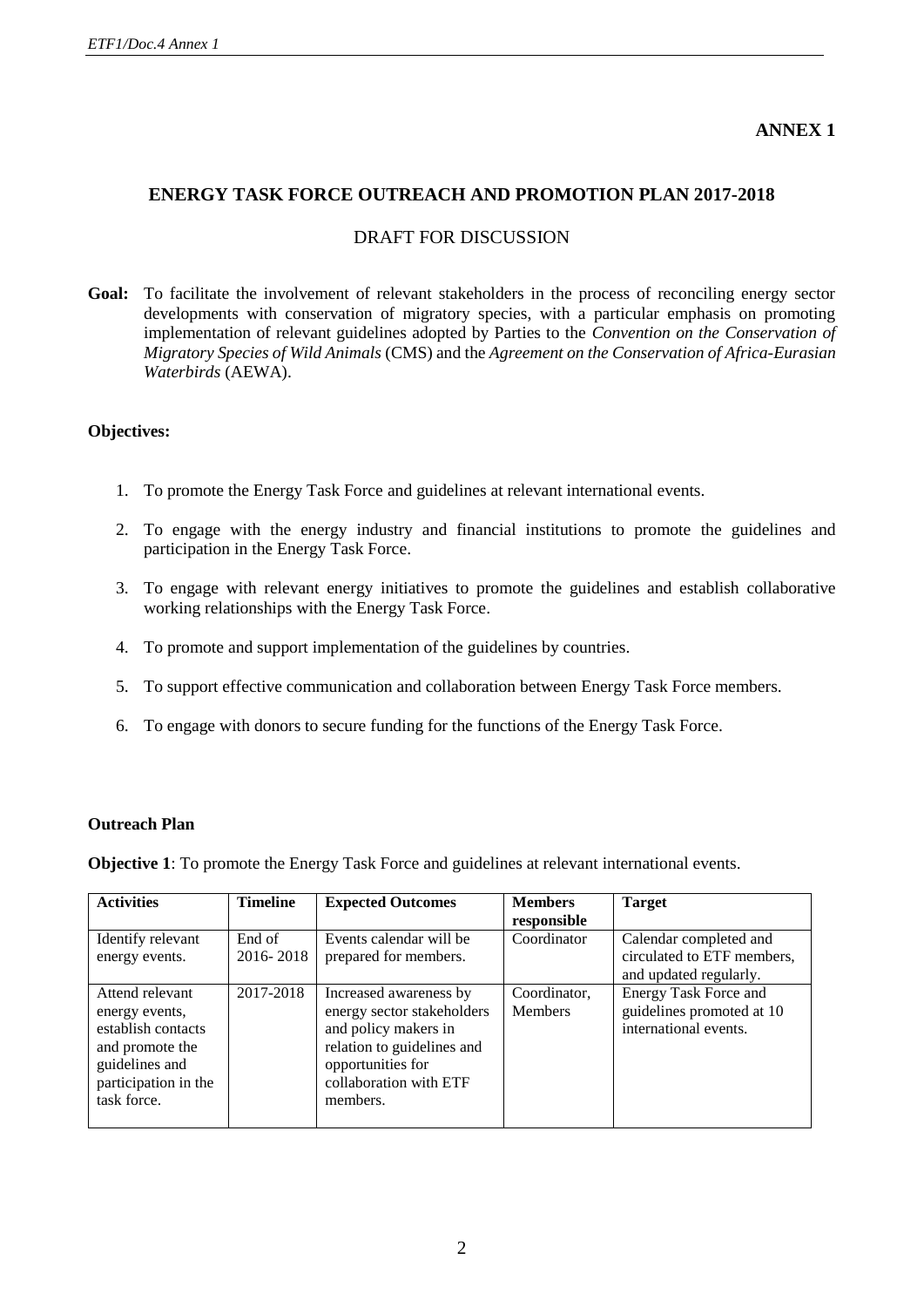**ANNEX 1**

## ENERGY TASK FORCE OUTREACH AND PROMOTION PLAN 2017-2018

DRAFT FOR DISCUSSION

**Goal:** To facilitate the involvement of relevant stakeholders in the process of reconciling energy sector developments with conservation of migratory species, with a particular emphasis on promoting implementation of relevant guidelines adopted by Parties to the *Convention on the Conservation of Migratory Species of Wild Animals* (CMS) and the *Agreement on the Conservation of Africa-Eurasian Waterbirds* (AEWA).

**Objectives:**

1. To promote the Energy Task Force and guidelines at relevant international events.
2. To engage with the energy industry and financial institutions to promote the guidelines and participation in the Energy Task Force.
3. To engage with relevant energy initiatives to promote the guidelines and establish collaborative working relationships with the Energy Task Force.
4. To promote and support implementation of the guidelines by countries.
5. To support effective communication and collaboration between Energy Task Force members.
6. To engage with donors to secure funding for the functions of the Energy Task Force.

**Outreach Plan**

**Objective 1**: To promote the Energy Task Force and guidelines at relevant international events.

| Activities | Timeline | Expected Outcomes | Members responsible | Target |
|---|---|---|---|---|
| Identify relevant energy events. | End of 2016- 2018 | Events calendar will be prepared for members. | Coordinator | Calendar completed and circulated to ETF members, and updated regularly. |
| Attend relevant energy events, establish contacts and promote the guidelines and participation in the task force. | 2017-2018 | Increased awareness by energy sector stakeholders and policy makers in relation to guidelines and opportunities for collaboration with ETF members. | Coordinator, Members | Energy Task Force and guidelines promoted at 10 international events. |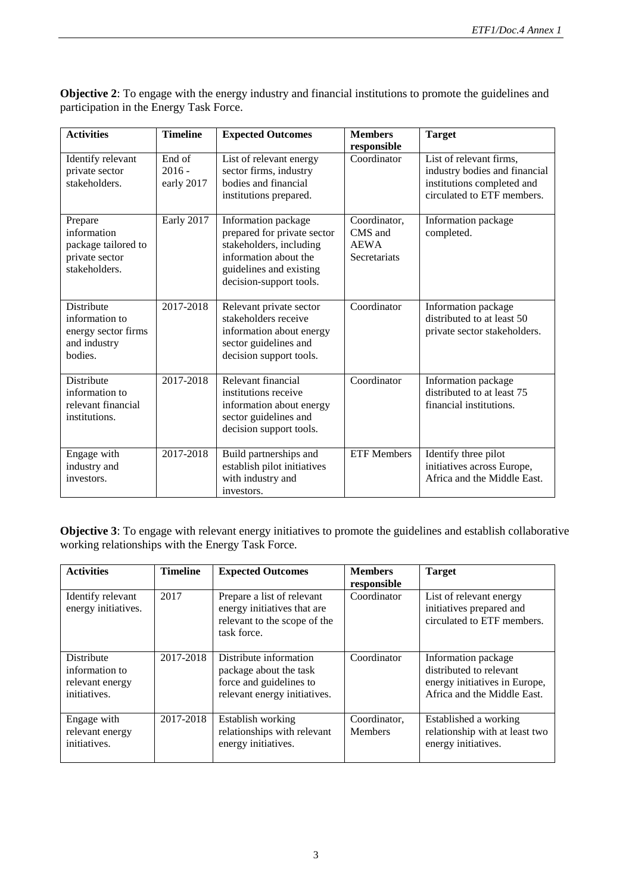**Objective 2**: To engage with the energy industry and financial institutions to promote the guidelines and participation in the Energy Task Force.

| Activities | Timeline | Expected Outcomes | Members responsible | Target |
|---|---|---|---|---|
| Identify relevant private sector stakeholders. | End of 2016 - early 2017 | List of relevant energy sector firms, industry bodies and financial institutions prepared. | Coordinator | List of relevant firms, industry bodies and financial institutions completed and circulated to ETF members. |
| Prepare information package tailored to private sector stakeholders. | Early 2017 | Information package prepared for private sector stakeholders, including information about the guidelines and existing decision-support tools. | Coordinator, CMS and AEWA Secretariats | Information package completed. |
| Distribute information to energy sector firms and industry bodies. | 2017-2018 | Relevant private sector stakeholders receive information about energy sector guidelines and decision support tools. | Coordinator | Information package distributed to at least 50 private sector stakeholders. |
| Distribute information to relevant financial institutions. | 2017-2018 | Relevant financial institutions receive information about energy sector guidelines and decision support tools. | Coordinator | Information package distributed to at least 75 financial institutions. |
| Engage with industry and investors. | 2017-2018 | Build partnerships and establish pilot initiatives with industry and investors. | ETF Members | Identify three pilot initiatives across Europe, Africa and the Middle East. |

**Objective 3**: To engage with relevant energy initiatives to promote the guidelines and establish collaborative working relationships with the Energy Task Force.

| Activities | Timeline | Expected Outcomes | Members responsible | Target |
|---|---|---|---|---|
| Identify relevant energy initiatives. | 2017 | Prepare a list of relevant energy initiatives that are relevant to the scope of the task force. | Coordinator | List of relevant energy initiatives prepared and circulated to ETF members. |
| Distribute information to relevant energy initiatives. | 2017-2018 | Distribute information package about the task force and guidelines to relevant energy initiatives. | Coordinator | Information package distributed to relevant energy initiatives in Europe, Africa and the Middle East. |
| Engage with relevant energy initiatives. | 2017-2018 | Establish working relationships with relevant energy initiatives. | Coordinator, Members | Established a working relationship with at least two energy initiatives. |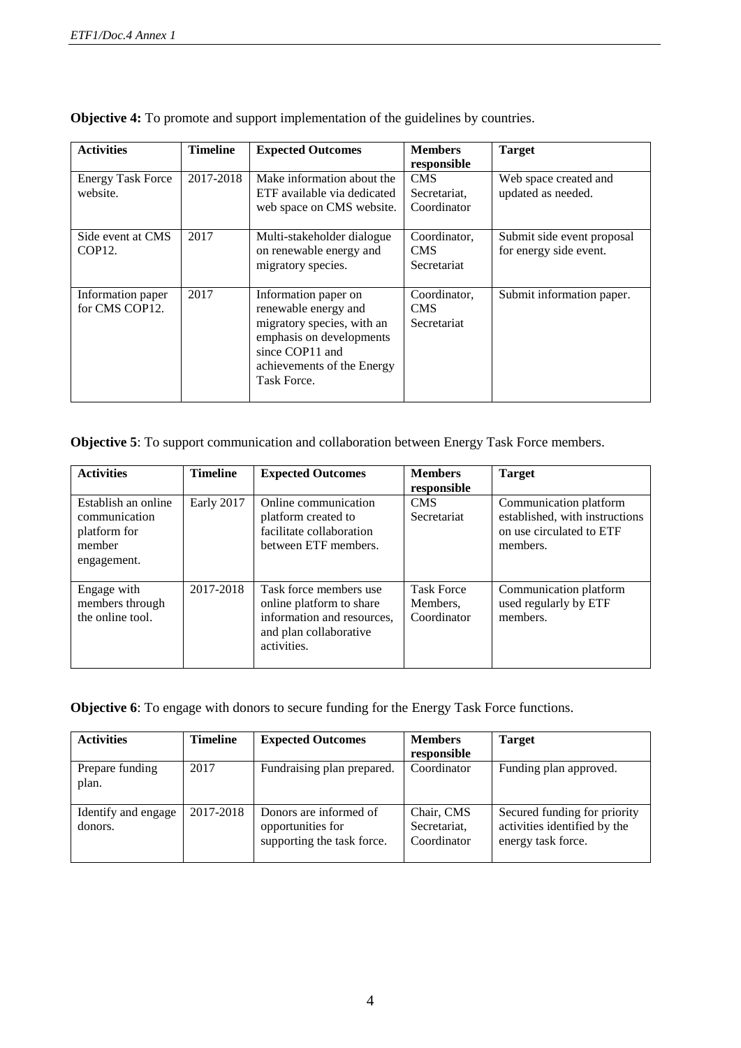**Objective 4:** To promote and support implementation of the guidelines by countries.

| Activities | Timeline | Expected Outcomes | Members responsible | Target |
|---|---|---|---|---|
| Energy Task Force website. | 2017-2018 | Make information about the ETF available via dedicated web space on CMS website. | CMS Secretariat, Coordinator | Web space created and updated as needed. |
| Side event at CMS COP12. | 2017 | Multi-stakeholder dialogue on renewable energy and migratory species. | Coordinator, CMS Secretariat | Submit side event proposal for energy side event. |
| Information paper for CMS COP12. | 2017 | Information paper on renewable energy and migratory species, with an emphasis on developments since COP11 and achievements of the Energy Task Force. | Coordinator, CMS Secretariat | Submit information paper. |

**Objective 5**: To support communication and collaboration between Energy Task Force members.

| Activities | Timeline | Expected Outcomes | Members responsible | Target |
|---|---|---|---|---|
| Establish an online communication platform for member engagement. | Early 2017 | Online communication platform created to facilitate collaboration between ETF members. | CMS Secretariat | Communication platform established, with instructions on use circulated to ETF members. |
| Engage with members through the online tool. | 2017-2018 | Task force members use online platform to share information and resources, and plan collaborative activities. | Task Force Members, Coordinator | Communication platform used regularly by ETF members. |

**Objective 6**: To engage with donors to secure funding for the Energy Task Force functions.

| Activities | Timeline | Expected Outcomes | Members responsible | Target |
|---|---|---|---|---|
| Prepare funding plan. | 2017 | Fundraising plan prepared. | Coordinator | Funding plan approved. |
| Identify and engage donors. | 2017-2018 | Donors are informed of opportunities for supporting the task force. | Chair, CMS Secretariat, Coordinator | Secured funding for priority activities identified by the energy task force. |